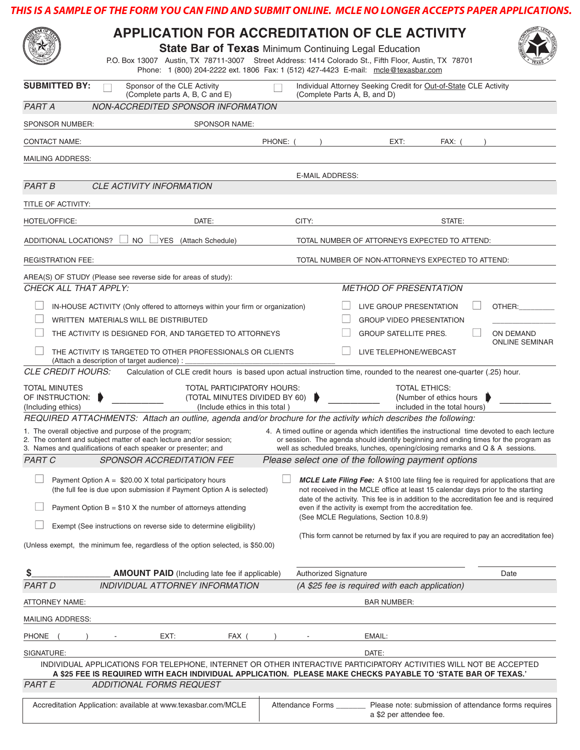**THIS IS A SAMPLE OF THE FORM YOU CAN FIND AND SUBMIT ONLINE. MCLE NO LONGER ACCEPTS PAPER APPLICATIONS.**

# APPLICATION FOR ACCREDITATION OF CLE ACTIVITY

## State Bar of Texas Minimum Continuing Legal Education

P.O. Box 13007 Austin, TX 78711-3007 Street Address: 1414 Colorado St., Fifth Floor, Austin, TX 78701
Phone: 1 (800) 204-2222 ext. 1806 Fax: 1 (512) 427-4423 E-mail: mcle@texasbar.com

**SUBMITTED BY:**
☐ Sponsor of the CLE Activity (Complete parts A, B, C and E)
☐ Individual Attorney Seeking Credit for Out-of-State CLE Activity (Complete Parts A, B, and D)

### PART A NON-ACCREDITED SPONSOR INFORMATION

SPONSOR NUMBER: SPONSOR NAME:

CONTACT NAME: PHONE: ( ) EXT: FAX: ( )

MAILING ADDRESS:

E-MAIL ADDRESS:

### PART B CLE ACTIVITY INFORMATION

TITLE OF ACTIVITY:

HOTEL/OFFICE: DATE: CITY: STATE:

ADDITIONAL LOCATIONS? ☐ NO ☐ YES (Attach Schedule) TOTAL NUMBER OF ATTORNEYS EXPECTED TO ATTEND:

REGISTRATION FEE: TOTAL NUMBER OF NON-ATTORNEYS EXPECTED TO ATTEND:

AREA(S) OF STUDY (Please see reverse side for areas of study):

*CHECK ALL THAT APPLY:*

- ☐ IN-HOUSE ACTIVITY (Only offered to attorneys within your firm or organization)
- ☐ WRITTEN MATERIALS WILL BE DISTRIBUTED
- ☐ THE ACTIVITY IS DESIGNED FOR, AND TARGETED TO ATTORNEYS
- ☐ THE ACTIVITY IS TARGETED TO OTHER PROFESSIONALS OR CLIENTS (Attach a description of target audience) : ____________________

*METHOD OF PRESENTATION*

- ☐ LIVE GROUP PRESENTATION
- ☐ GROUP VIDEO PRESENTATION
- ☐ GROUP SATELLITE PRES.
- ☐ LIVE TELEPHONE/WEBCAST
- ☐ OTHER:________ ____________
- ☐ ON DEMAND ONLINE SEMINAR

*CLE CREDIT HOURS:* Calculation of CLE credit hours is based upon actual instruction time, rounded to the nearest one-quarter (.25) hour.

TOTAL MINUTES OF INSTRUCTION: (Including ethics) ➧ ____________
TOTAL PARTICIPATORY HOURS: (TOTAL MINUTES DIVIDED BY 60) (Include ethics in this total ) ➧ ____________
TOTAL ETHICS: (Number of ethics hours included in the total hours) ➧ ____________

*REQUIRED ATTACHMENTS: Attach an outline, agenda and/or brochure for the activity which describes the following:*

1. The overall objective and purpose of the program;
2. The content and subject matter of each lecture and/or session;
3. Names and qualifications of each speaker or presenter; and
4. A timed outline or agenda which identifies the instructional time devoted to each lecture or session. The agenda should identify beginning and ending times for the program as well as scheduled breaks, lunches, opening/closing remarks and Q & A sessions.

### PART C SPONSOR ACCREDITATION FEE *Please select one of the following payment options*

- ☐ Payment Option A = $20.00 X total participatory hours (the full fee is due upon submission if Payment Option A is selected)
- ☐ Payment Option B = $10 X the number of attorneys attending
- ☐ Exempt (See instructions on reverse side to determine eligibility)

(Unless exempt, the minimum fee, regardless of the option selected, is $50.00)

☐ ***MCLE Late Filing Fee:*** A $100 late filing fee is required for applications that are not received in the MCLE office at least 15 calendar days prior to the starting date of the activity. This fee is in addition to the accreditation fee and is required even if the activity is exempt from the accreditation fee. (See MCLE Regulations, Section 10.8.9)

(This form cannot be returned by fax if you are required to pay an accreditation fee)

$________________ **AMOUNT PAID** (Including late fee if applicable)

Authorized Signature ____________________ Date __________

### PART D INDIVIDUAL ATTORNEY INFORMATION *(A $25 fee is required with each application)*

ATTORNEY NAME: BAR NUMBER:

MAILING ADDRESS:

PHONE ( ) - EXT: FAX ( ) - EMAIL:

SIGNATURE: DATE:

INDIVIDUAL APPLICATIONS FOR TELEPHONE, INTERNET OR OTHER INTERACTIVE PARTICIPATORY ACTIVITIES WILL NOT BE ACCEPTED
**A $25 FEE IS REQUIRED WITH EACH INDIVIDUAL APPLICATION. PLEASE MAKE CHECKS PAYABLE TO 'STATE BAR OF TEXAS.'**

### PART E ADDITIONAL FORMS REQUEST

| Accreditation Application: available at www.texasbar.com/MCLE | Attendance Forms _______ | Please note: submission of attendance forms requires a $2 per attendee fee. |
|---|---|---|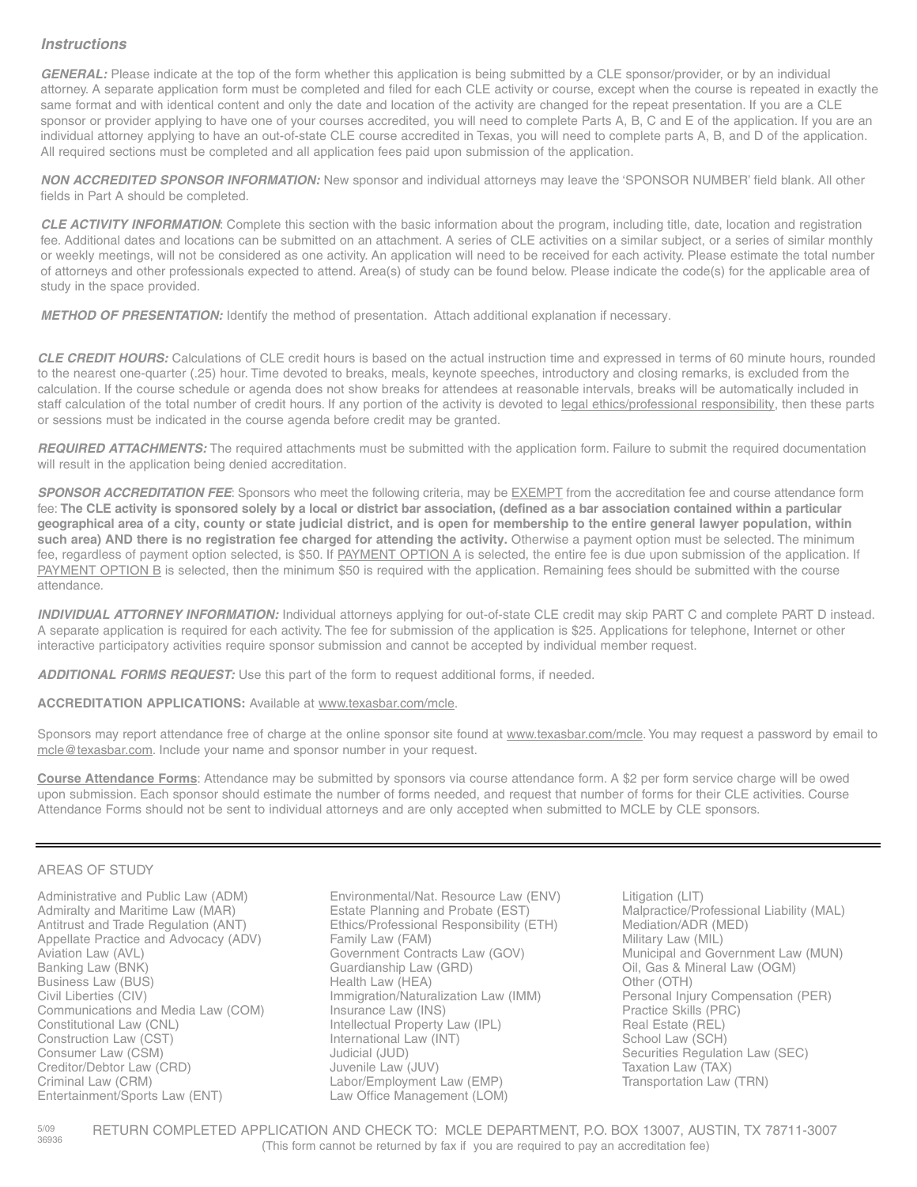## *Instructions*

***GENERAL:*** Please indicate at the top of the form whether this application is being submitted by a CLE sponsor/provider, or by an individual attorney. A separate application form must be completed and filed for each CLE activity or course, except when the course is repeated in exactly the same format and with identical content and only the date and location of the activity are changed for the repeat presentation. If you are a CLE sponsor or provider applying to have one of your courses accredited, you will need to complete Parts A, B, C and E of the application. If you are an individual attorney applying to have an out-of-state CLE course accredited in Texas, you will need to complete parts A, B, and D of the application. All required sections must be completed and all application fees paid upon submission of the application.

***NON ACCREDITED SPONSOR INFORMATION:*** New sponsor and individual attorneys may leave the 'SPONSOR NUMBER' field blank. All other fields in Part A should be completed.

***CLE ACTIVITY INFORMATION***: Complete this section with the basic information about the program, including title, date, location and registration fee. Additional dates and locations can be submitted on an attachment. A series of CLE activities on a similar subject, or a series of similar monthly or weekly meetings, will not be considered as one activity. An application will need to be received for each activity. Please estimate the total number of attorneys and other professionals expected to attend. Area(s) of study can be found below. Please indicate the code(s) for the applicable area of study in the space provided.

***METHOD OF PRESENTATION:*** Identify the method of presentation. Attach additional explanation if necessary.

***CLE CREDIT HOURS:*** Calculations of CLE credit hours is based on the actual instruction time and expressed in terms of 60 minute hours, rounded to the nearest one-quarter (.25) hour. Time devoted to breaks, meals, keynote speeches, introductory and closing remarks, is excluded from the calculation. If the course schedule or agenda does not show breaks for attendees at reasonable intervals, breaks will be automatically included in staff calculation of the total number of credit hours. If any portion of the activity is devoted to legal ethics/professional responsibility, then these parts or sessions must be indicated in the course agenda before credit may be granted.

***REQUIRED ATTACHMENTS:*** The required attachments must be submitted with the application form. Failure to submit the required documentation will result in the application being denied accreditation.

***SPONSOR ACCREDITATION FEE***: Sponsors who meet the following criteria, may be EXEMPT from the accreditation fee and course attendance form fee: **The CLE activity is sponsored solely by a local or district bar association, (defined as a bar association contained within a particular geographical area of a city, county or state judicial district, and is open for membership to the entire general lawyer population, within such area) AND there is no registration fee charged for attending the activity.** Otherwise a payment option must be selected. The minimum fee, regardless of payment option selected, is $50. If PAYMENT OPTION A is selected, the entire fee is due upon submission of the application. If PAYMENT OPTION B is selected, then the minimum $50 is required with the application. Remaining fees should be submitted with the course attendance.

***INDIVIDUAL ATTORNEY INFORMATION:*** Individual attorneys applying for out-of-state CLE credit may skip PART C and complete PART D instead. A separate application is required for each activity. The fee for submission of the application is $25. Applications for telephone, Internet or other interactive participatory activities require sponsor submission and cannot be accepted by individual member request.

***ADDITIONAL FORMS REQUEST:*** Use this part of the form to request additional forms, if needed.

**ACCREDITATION APPLICATIONS:** Available at www.texasbar.com/mcle.

Sponsors may report attendance free of charge at the online sponsor site found at www.texasbar.com/mcle. You may request a password by email to mcle@texasbar.com. Include your name and sponsor number in your request.

**Course Attendance Forms**: Attendance may be submitted by sponsors via course attendance form. A $2 per form service charge will be owed upon submission. Each sponsor should estimate the number of forms needed, and request that number of forms for their CLE activities. Course Attendance Forms should not be sent to individual attorneys and are only accepted when submitted to MCLE by CLE sponsors.

---

## AREAS OF STUDY

- Administrative and Public Law (ADM)
- Admiralty and Maritime Law (MAR)
- Antitrust and Trade Regulation (ANT)
- Appellate Practice and Advocacy (ADV)
- Aviation Law (AVL)
- Banking Law (BNK)
- Business Law (BUS)
- Civil Liberties (CIV)
- Communications and Media Law (COM)
- Constitutional Law (CNL)
- Construction Law (CST)
- Consumer Law (CSM)
- Creditor/Debtor Law (CRD)
- Criminal Law (CRM)
- Entertainment/Sports Law (ENT)
- Environmental/Nat. Resource Law (ENV)
- Estate Planning and Probate (EST)
- Ethics/Professional Responsibility (ETH)
- Family Law (FAM)
- Government Contracts Law (GOV)
- Guardianship Law (GRD)
- Health Law (HEA)
- Immigration/Naturalization Law (IMM)
- Insurance Law (INS)
- Intellectual Property Law (IPL)
- International Law (INT)
- Judicial (JUD)
- Juvenile Law (JUV)
- Labor/Employment Law (EMP)
- Law Office Management (LOM)
- Litigation (LIT)
- Malpractice/Professional Liability (MAL)
- Mediation/ADR (MED)
- Military Law (MIL)
- Municipal and Government Law (MUN)
- Oil, Gas & Mineral Law (OGM)
- Other (OTH)
- Personal Injury Compensation (PER)
- Practice Skills (PRC)
- Real Estate (REL)
- School Law (SCH)
- Securities Regulation Law (SEC)
- Taxation Law (TAX)
- Transportation Law (TRN)

5/09
36936

RETURN COMPLETED APPLICATION AND CHECK TO: MCLE DEPARTMENT, P.O. BOX 13007, AUSTIN, TX 78711-3007
(This form cannot be returned by fax if you are required to pay an accreditation fee)